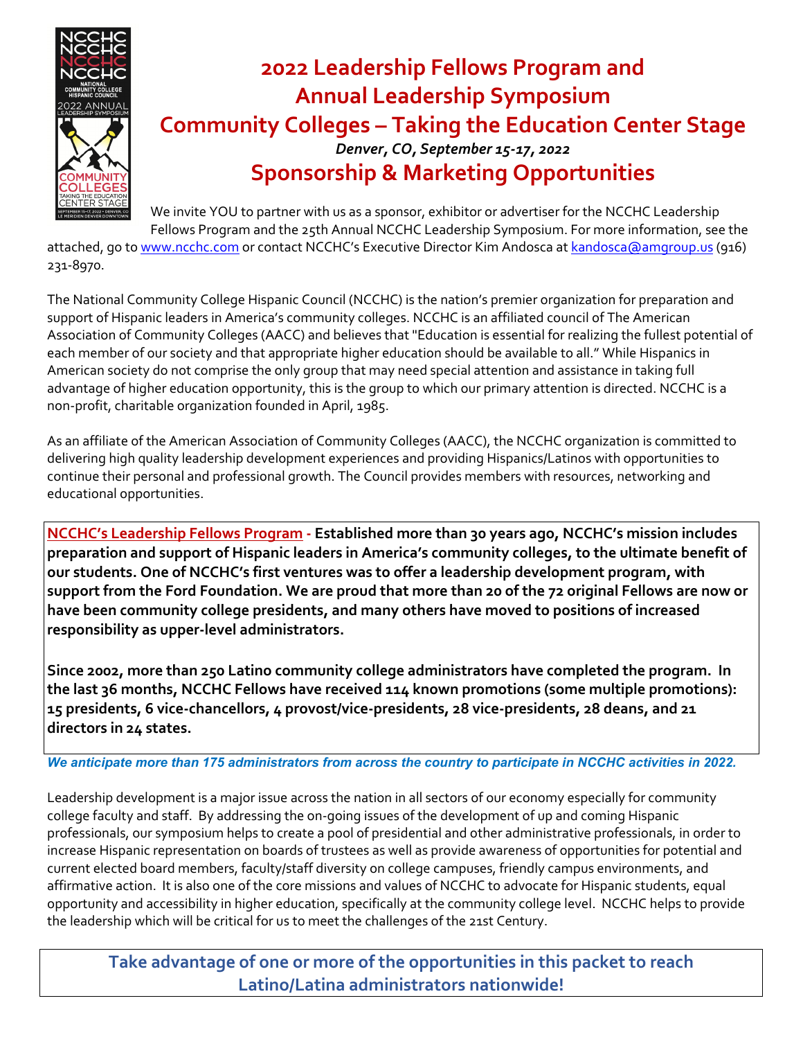# 2022 Leadership Fellows Program and Annual Leadership Symposium

## Community Colleges – Taking the Education Center Stage

*Denver, CO, September 15-17, 2022*

## Sponsorship & Marketing Opportunities

We invite YOU to partner with us as a sponsor, exhibitor or advertiser for the NCCHC Leadership Fellows Program and the 25th Annual NCCHC Leadership Symposium. For more information, see the attached, go to www.ncchc.com or contact NCCHC's Executive Director Kim Andosca at kandosca@amgroup.us (916) 231-8970.

The National Community College Hispanic Council (NCCHC) is the nation's premier organization for preparation and support of Hispanic leaders in America's community colleges. NCCHC is an affiliated council of The American Association of Community Colleges (AACC) and believes that "Education is essential for realizing the fullest potential of each member of our society and that appropriate higher education should be available to all." While Hispanics in American society do not comprise the only group that may need special attention and assistance in taking full advantage of higher education opportunity, this is the group to which our primary attention is directed. NCCHC is a non-profit, charitable organization founded in April, 1985.

As an affiliate of the American Association of Community Colleges (AACC), the NCCHC organization is committed to delivering high quality leadership development experiences and providing Hispanics/Latinos with opportunities to continue their personal and professional growth. The Council provides members with resources, networking and educational opportunities.

**NCCHC's Leadership Fellows Program - Established more than 30 years ago, NCCHC's mission includes preparation and support of Hispanic leaders in America's community colleges, to the ultimate benefit of our students. One of NCCHC's first ventures was to offer a leadership development program, with support from the Ford Foundation. We are proud that more than 20 of the 72 original Fellows are now or have been community college presidents, and many others have moved to positions of increased responsibility as upper-level administrators.**

**Since 2002, more than 250 Latino community college administrators have completed the program. In the last 36 months, NCCHC Fellows have received 114 known promotions (some multiple promotions): 15 presidents, 6 vice-chancellors, 4 provost/vice-presidents, 28 vice-presidents, 28 deans, and 21 directors in 24 states.**

***We anticipate more than 175 administrators from across the country to participate in NCCHC activities in 2022.***

Leadership development is a major issue across the nation in all sectors of our economy especially for community college faculty and staff. By addressing the on-going issues of the development of up and coming Hispanic professionals, our symposium helps to create a pool of presidential and other administrative professionals, in order to increase Hispanic representation on boards of trustees as well as provide awareness of opportunities for potential and current elected board members, faculty/staff diversity on college campuses, friendly campus environments, and affirmative action. It is also one of the core missions and values of NCCHC to advocate for Hispanic students, equal opportunity and accessibility in higher education, specifically at the community college level. NCCHC helps to provide the leadership which will be critical for us to meet the challenges of the 21st Century.

**Take advantage of one or more of the opportunities in this packet to reach Latino/Latina administrators nationwide!**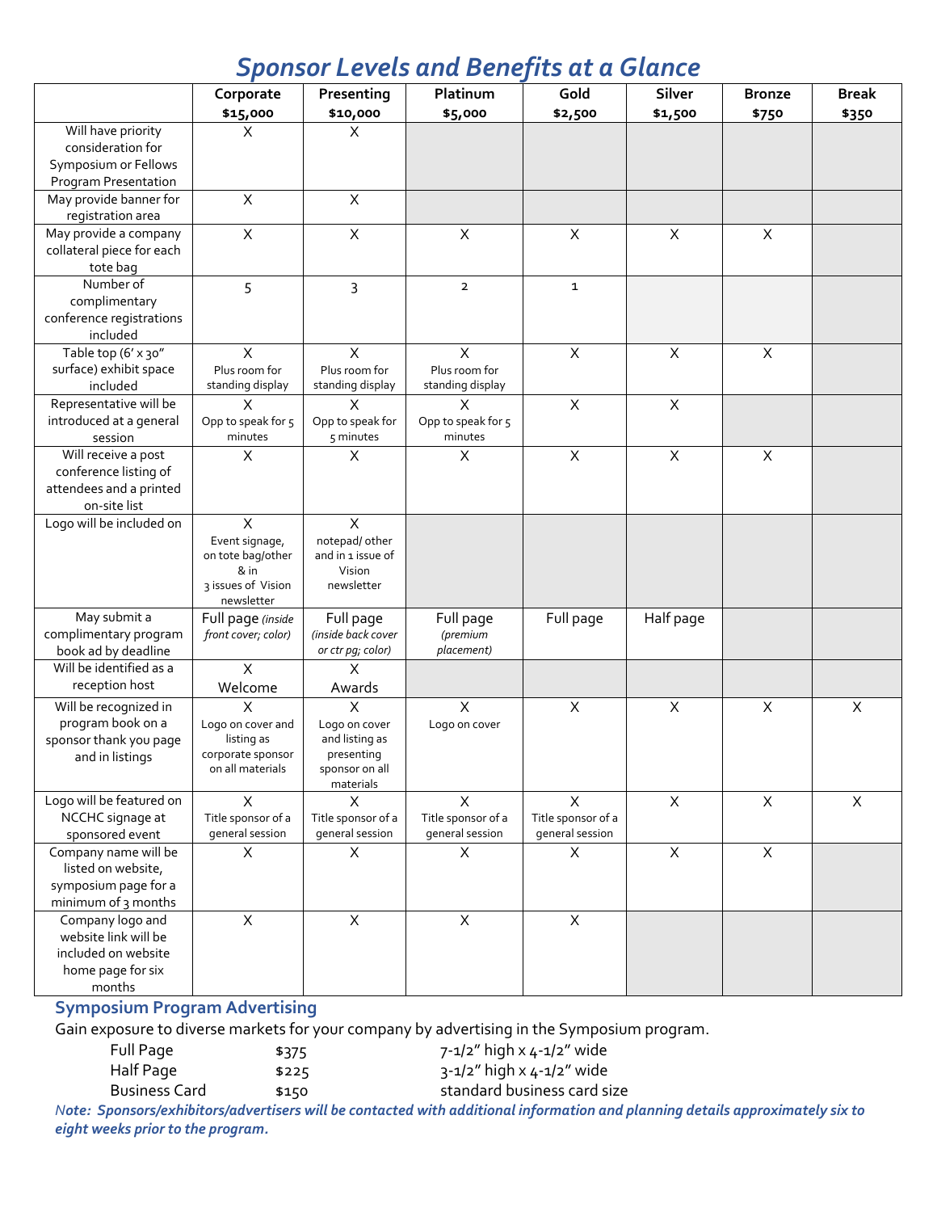# *Sponsor Levels and Benefits at a Glance*

| | Corporate $15,000 | Presenting $10,000 | Platinum $5,000 | Gold $2,500 | Silver $1,500 | Bronze $750 | Break $350 |
|---|---|---|---|---|---|---|---|
| Will have priority consideration for Symposium or Fellows Program Presentation | X | X | | | | | |
| May provide banner for registration area | X | X | | | | | |
| May provide a company collateral piece for each tote bag | X | X | X | X | X | X | |
| Number of complimentary conference registrations included | 5 | 3 | 2 | 1 | | | |
| Table top (6' x 30" surface) exhibit space included | X Plus room for standing display | X Plus room for standing display | X Plus room for standing display | X | X | X | |
| Representative will be introduced at a general session | X Opp to speak for 5 minutes | X Opp to speak for 5 minutes | X Opp to speak for 5 minutes | X | X | | |
| Will receive a post conference listing of attendees and a printed on-site list | X | X | X | X | X | X | |
| Logo will be included on | X Event signage, on tote bag/other & in 3 issues of Vision newsletter | X notepad/ other and in 1 issue of Vision newsletter | | | | | |
| May submit a complimentary program book ad by deadline | Full page *(inside front cover; color)* | Full page *(inside back cover or ctr pg; color)* | Full page *(premium placement)* | Full page | Half page | | |
| Will be identified as a reception host | X Welcome | X Awards | | | | | |
| Will be recognized in program book on a sponsor thank you page and in listings | X Logo on cover and listing as corporate sponsor on all materials | X Logo on cover and listing as presenting sponsor on all materials | X Logo on cover | X | X | X | X |
| Logo will be featured on NCCHC signage at sponsored event | X Title sponsor of a general session | X Title sponsor of a general session | X Title sponsor of a general session | X Title sponsor of a general session | X | X | X |
| Company name will be listed on website, symposium page for a minimum of 3 months | X | X | X | X | X | X | |
| Company logo and website link will be included on website home page for six months | X | X | X | X | | | |

## Symposium Program Advertising

Gain exposure to diverse markets for your company by advertising in the Symposium program.

| | | |
|---|---|---|
| Full Page | $375 | 7-1/2" high x 4-1/2" wide |
| Half Page | $225 | 3-1/2" high x 4-1/2" wide |
| Business Card | $150 | standard business card size |

***Note: Sponsors/exhibitors/advertisers will be contacted with additional information and planning details approximately six to eight weeks prior to the program.***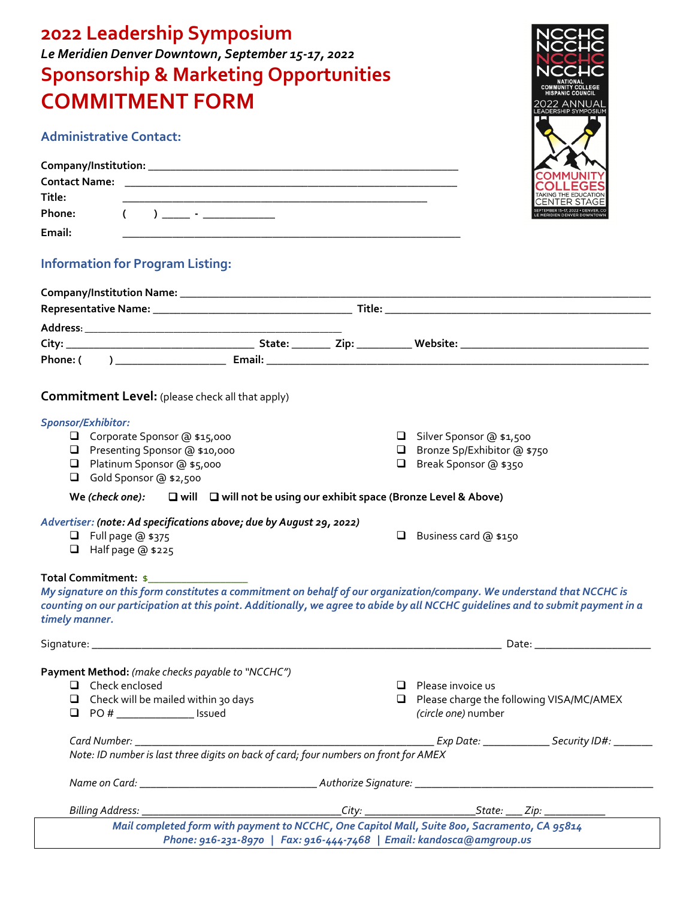# 2022 Leadership Symposium

***Le Meridien Denver Downtown, September 15-17, 2022***

## Sponsorship & Marketing Opportunities

## COMMITMENT FORM

### Administrative Contact:

**Company/Institution:** ______________________________________________

**Contact Name:** ______________________________________________

**Title:** ______________________________________________

**Phone:** ( ) _____ - ____________

**Email:** ______________________________________________

### Information for Program Listing:

**Company/Institution Name:** ______________________________________________

**Representative Name:** ______________________________ **Title:** ______________________________

**Address:** ______________________________________________

**City:** ____________________________ **State:** ______ **Zip:** _________ **Website:** ____________________________

**Phone:** ( ) ________________ **Email:** ______________________________________________

### Commitment Level: (please check all that apply)

***Sponsor/Exhibitor:***

- ❑ Corporate Sponsor @ $15,000
- ❑ Presenting Sponsor @ $10,000
- ❑ Platinum Sponsor @ $5,000
- ❑ Gold Sponsor @ $2,500
- ❑ Silver Sponsor @ $1,500
- ❑ Bronze Sp/Exhibitor @ $750
- ❑ Break Sponsor @ $350

**We *(check one)*: ❑ will ❑ will not be using our exhibit space (Bronze Level & Above)**

***Advertiser:*** ***(note: Ad specifications above; due by August 29, 2022)***

- ❑ Full page @ $375
- ❑ Half page @ $225
- ❑ Business card @ $150

**Total Commitment:** $________________

***My signature on this form constitutes a commitment on behalf of our organization/company. We understand that NCCHC is counting on our participation at this point. Additionally, we agree to abide by all NCCHC guidelines and to submit payment in a timely manner.***

Signature: ______________________________________________ Date: ____________________

**Payment Method:** *(make checks payable to "NCCHC")*

- ❑ Check enclosed
- ❑ Check will be mailed within 30 days
- ❑ PO # ____________ Issued
- ❑ Please invoice us
- ❑ Please charge the following VISA/MC/AMEX *(circle one)* number

*Card Number:* ______________________________________________ *Exp Date:* ___________ *Security ID#:* _______

*Note: ID number is last three digits on back of card; four numbers on front for AMEX*

*Name on Card:* ____________________________ *Authorize Signature:* ______________________________________

*Billing Address:* ____________________________ *City:* __________________ *State:* ___ *Zip:* __________

***Mail completed form with payment to NCCHC, One Capitol Mall, Suite 800, Sacramento, CA 95814***

***Phone: 916-231-8970 | Fax: 916-444-7468 | Email: kandosca@amgroup.us***